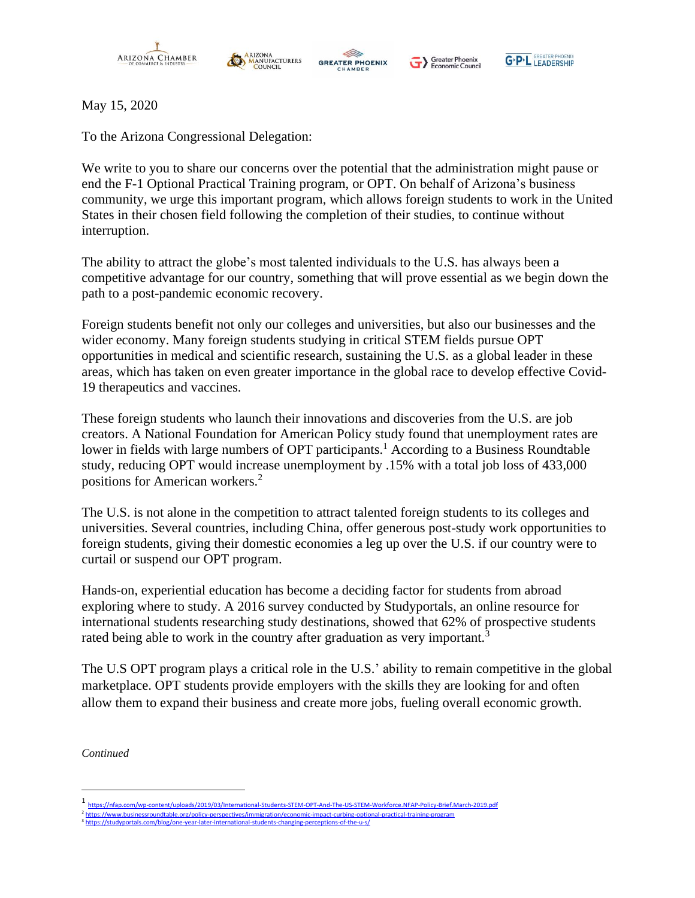ARIZONA CHAMBER OF COMMERCE & INDUSTRY | ARIZONA MANUFACTURERS COUNCIL | GREATER PHOENIX CHAMBER | Greater Phoenix Economic Council | G·P·L GREATER PHOENIX LEADERSHIP

May 15, 2020

To the Arizona Congressional Delegation:

We write to you to share our concerns over the potential that the administration might pause or end the F-1 Optional Practical Training program, or OPT. On behalf of Arizona's business community, we urge this important program, which allows foreign students to work in the United States in their chosen field following the completion of their studies, to continue without interruption.

The ability to attract the globe's most talented individuals to the U.S. has always been a competitive advantage for our country, something that will prove essential as we begin down the path to a post-pandemic economic recovery.

Foreign students benefit not only our colleges and universities, but also our businesses and the wider economy. Many foreign students studying in critical STEM fields pursue OPT opportunities in medical and scientific research, sustaining the U.S. as a global leader in these areas, which has taken on even greater importance in the global race to develop effective Covid-19 therapeutics and vaccines.

These foreign students who launch their innovations and discoveries from the U.S. are job creators. A National Foundation for American Policy study found that unemployment rates are lower in fields with large numbers of OPT participants.[1] According to a Business Roundtable study, reducing OPT would increase unemployment by .15% with a total job loss of 433,000 positions for American workers.[2]

The U.S. is not alone in the competition to attract talented foreign students to its colleges and universities. Several countries, including China, offer generous post-study work opportunities to foreign students, giving their domestic economies a leg up over the U.S. if our country were to curtail or suspend our OPT program.

Hands-on, experiential education has become a deciding factor for students from abroad exploring where to study. A 2016 survey conducted by Studyportals, an online resource for international students researching study destinations, showed that 62% of prospective students rated being able to work in the country after graduation as very important.[3]

The U.S OPT program plays a critical role in the U.S.' ability to remain competitive in the global marketplace. OPT students provide employers with the skills they are looking for and often allow them to expand their business and create more jobs, fueling overall economic growth.

*Continued*

---

[1] https://nfap.com/wp-content/uploads/2019/03/International-Students-STEM-OPT-And-The-US-STEM-Workforce.NFAP-Policy-Brief.March-2019.pdf

[2] https://www.businessroundtable.org/policy-perspectives/immigration/economic-impact-curbing-optional-practical-training-program

[3] https://studyportals.com/blog/one-year-later-international-students-changing-perceptions-of-the-u-s/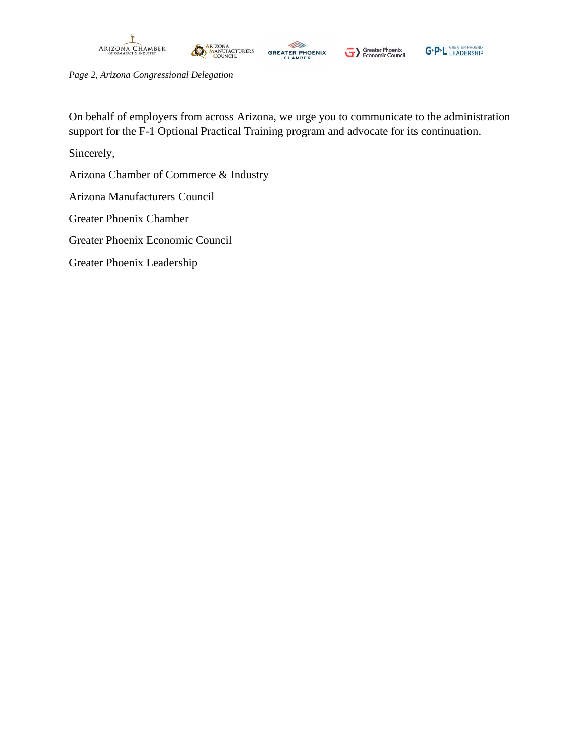On behalf of employers from across Arizona, we urge you to communicate to the administration support for the F-1 Optional Practical Training program and advocate for its continuation.

Sincerely,

Arizona Chamber of Commerce & Industry

Arizona Manufacturers Council

Greater Phoenix Chamber

Greater Phoenix Economic Council

Greater Phoenix Leadership